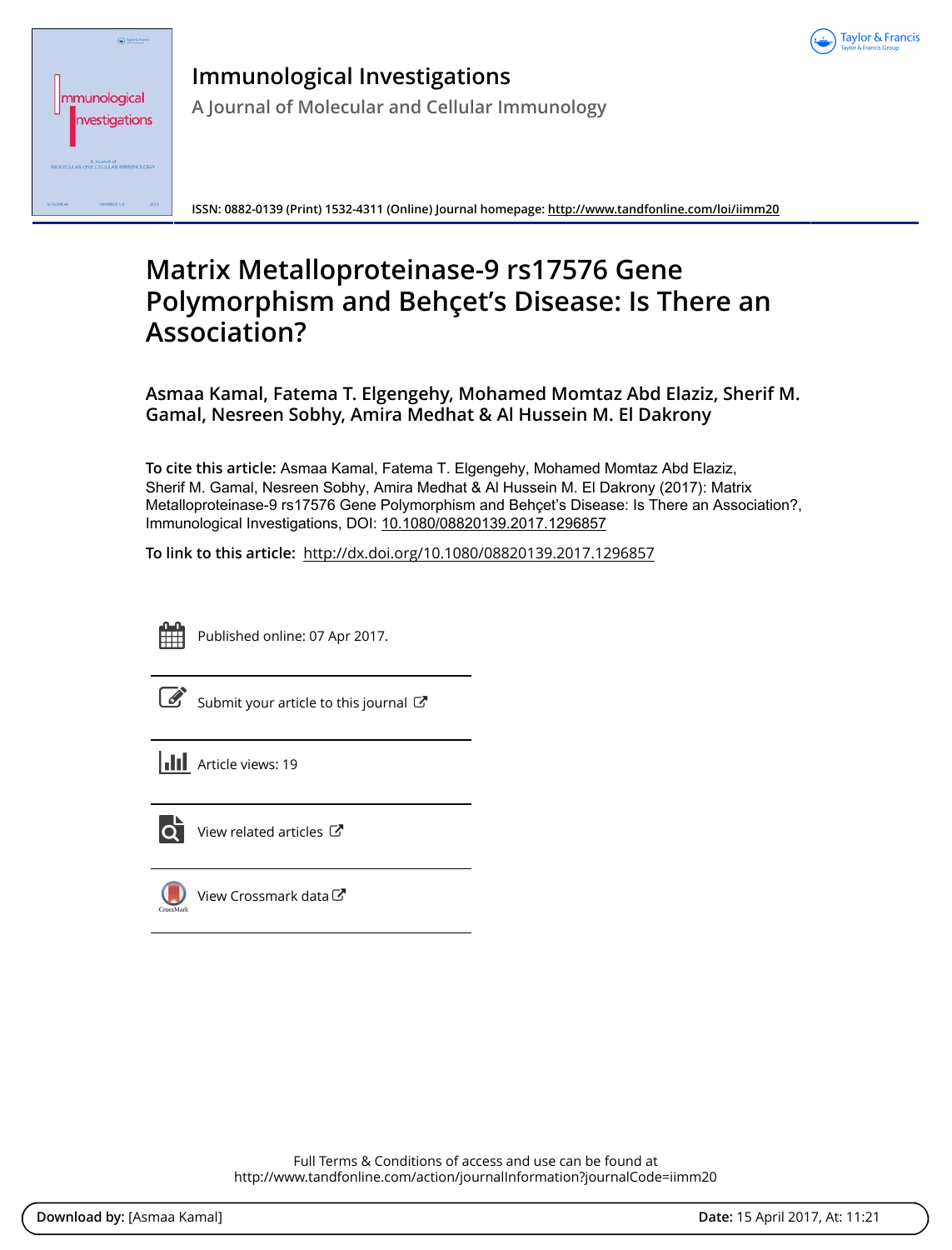# Immunological Investigations

A Journal of Molecular and Cellular Immunology

ISSN: 0882-0139 (Print) 1532-4311 (Online) Journal homepage: http://www.tandfonline.com/loi/iimm20

# Matrix Metalloproteinase-9 rs17576 Gene Polymorphism and Behçet's Disease: Is There an Association?

**Asmaa Kamal, Fatema T. Elgengehy, Mohamed Momtaz Abd Elaziz, Sherif M. Gamal, Nesreen Sobhy, Amira Medhat & Al Hussein M. El Dakrony**

**To cite this article:** Asmaa Kamal, Fatema T. Elgengehy, Mohamed Momtaz Abd Elaziz, Sherif M. Gamal, Nesreen Sobhy, Amira Medhat & Al Hussein M. El Dakrony (2017): Matrix Metalloproteinase-9 rs17576 Gene Polymorphism and Behçet's Disease: Is There an Association?, Immunological Investigations, DOI: 10.1080/08820139.2017.1296857

**To link to this article:** http://dx.doi.org/10.1080/08820139.2017.1296857

Published online: 07 Apr 2017.

Submit your article to this journal

Article views: 19

View related articles

View Crossmark data

Full Terms & Conditions of access and use can be found at
http://www.tandfonline.com/action/journalInformation?journalCode=iimm20

**Download by:** [Asmaa Kamal] **Date:** 15 April 2017, At: 11:21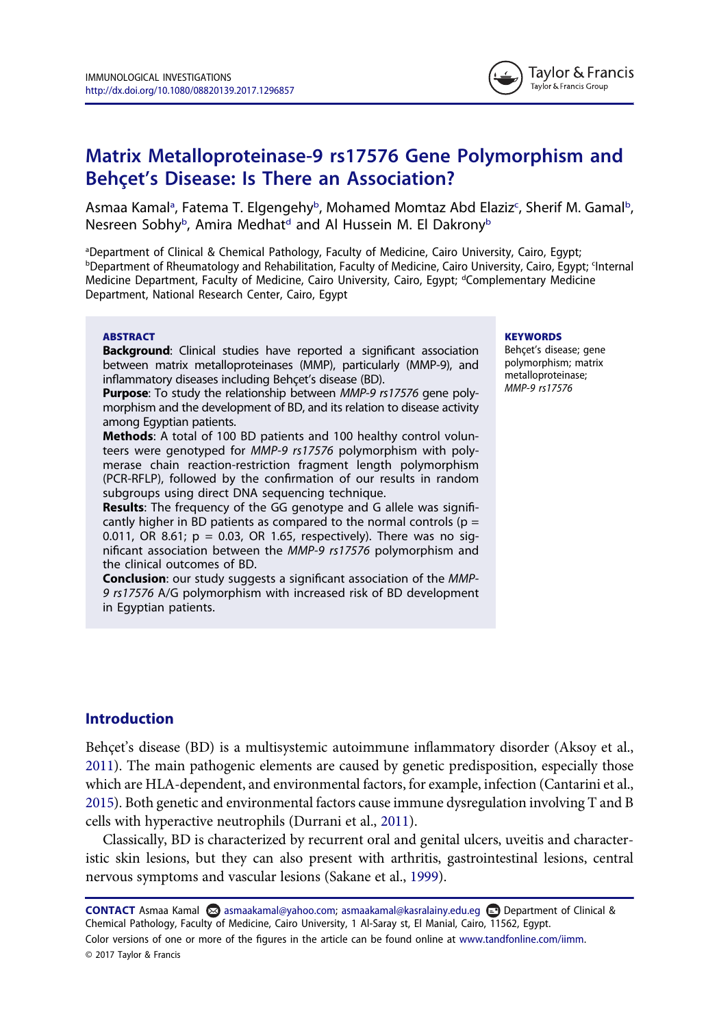# Matrix Metalloproteinase-9 rs17576 Gene Polymorphism and Behçet's Disease: Is There an Association?

Asmaa Kamal[a], Fatema T. Elgengehy[b], Mohamed Momtaz Abd Elaziz[c], Sherif M. Gamal[b], Nesreen Sobhy[b], Amira Medhat[d] and Al Hussein M. El Dakrony[b]

[a]Department of Clinical & Chemical Pathology, Faculty of Medicine, Cairo University, Cairo, Egypt; [b]Department of Rheumatology and Rehabilitation, Faculty of Medicine, Cairo University, Cairo, Egypt; [c]Internal Medicine Department, Faculty of Medicine, Cairo University, Cairo, Egypt; [d]Complementary Medicine Department, National Research Center, Cairo, Egypt

## ABSTRACT

**Background**: Clinical studies have reported a significant association between matrix metalloproteinases (MMP), particularly (MMP-9), and inflammatory diseases including Behçet's disease (BD).

**Purpose**: To study the relationship between *MMP-9 rs17576* gene polymorphism and the development of BD, and its relation to disease activity among Egyptian patients.

**Methods**: A total of 100 BD patients and 100 healthy control volunteers were genotyped for *MMP-9 rs17576* polymorphism with polymerase chain reaction-restriction fragment length polymorphism (PCR-RFLP), followed by the confirmation of our results in random subgroups using direct DNA sequencing technique.

**Results**: The frequency of the GG genotype and G allele was significantly higher in BD patients as compared to the normal controls ($p = 0.011$, OR 8.61; $p = 0.03$, OR 1.65, respectively). There was no significant association between the *MMP-9 rs17576* polymorphism and the clinical outcomes of BD.

**Conclusion**: our study suggests a significant association of the *MMP-9 rs17576* A/G polymorphism with increased risk of BD development in Egyptian patients.

## KEYWORDS

Behçet's disease; gene polymorphism; matrix metalloproteinase; *MMP-9 rs17576*

## Introduction

Behçet's disease (BD) is a multisystemic autoimmune inflammatory disorder (Aksoy et al., 2011). The main pathogenic elements are caused by genetic predisposition, especially those which are HLA-dependent, and environmental factors, for example, infection (Cantarini et al., 2015). Both genetic and environmental factors cause immune dysregulation involving T and B cells with hyperactive neutrophils (Durrani et al., 2011).

Classically, BD is characterized by recurrent oral and genital ulcers, uveitis and characteristic skin lesions, but they can also present with arthritis, gastrointestinal lesions, central nervous symptoms and vascular lesions (Sakane et al., 1999).

**CONTACT** Asmaa Kamal asmaakamal@yahoo.com; asmaakamal@kasralainy.edu.eg Department of Clinical & Chemical Pathology, Faculty of Medicine, Cairo University, 1 Al-Saray st, El Manial, Cairo, 11562, Egypt.

Color versions of one or more of the figures in the article can be found online at www.tandfonline.com/iimm.

© 2017 Taylor & Francis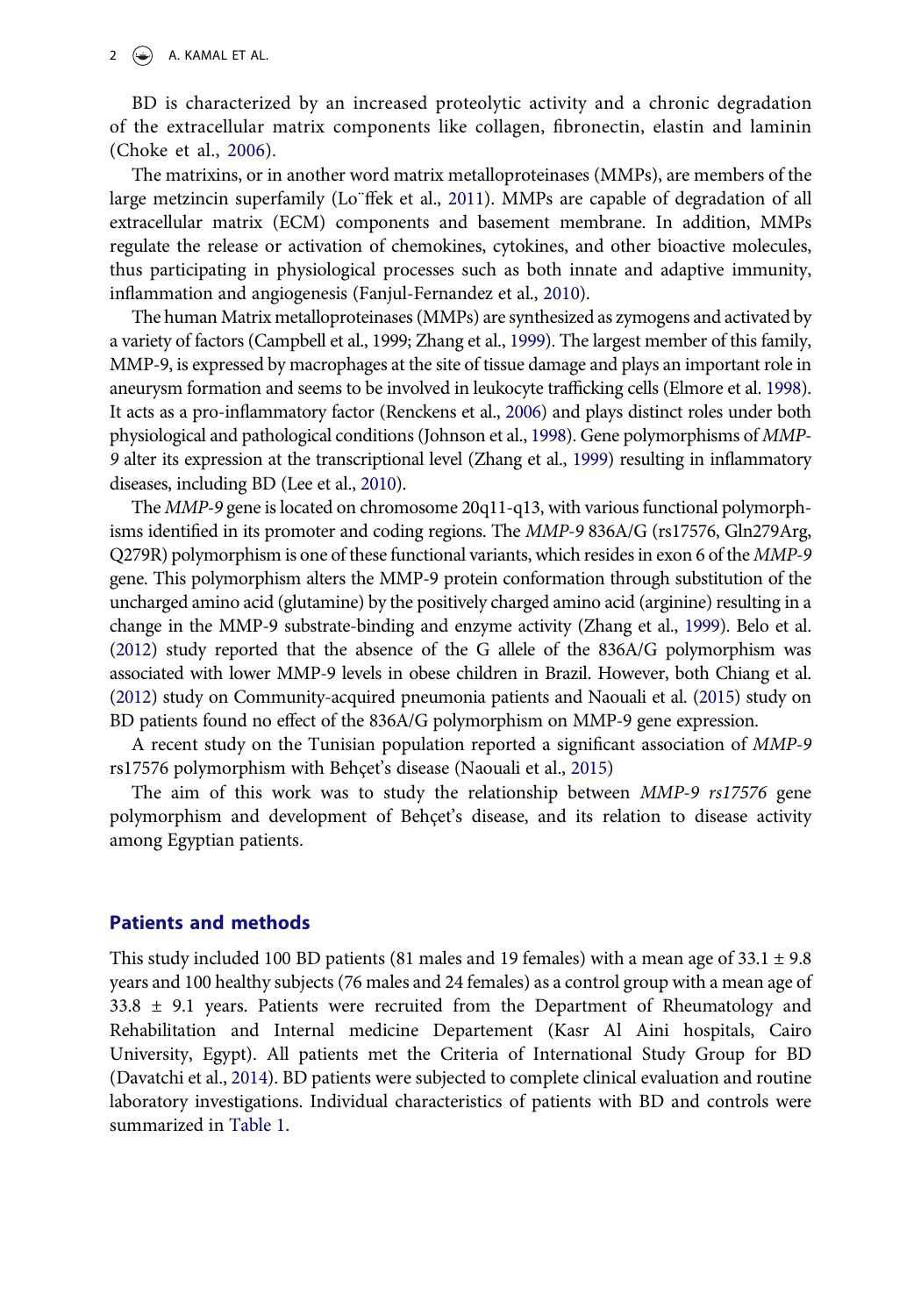BD is characterized by an increased proteolytic activity and a chronic degradation of the extracellular matrix components like collagen, fibronectin, elastin and laminin (Choke et al., 2006).

The matrixins, or in another word matrix metalloproteinases (MMPs), are members of the large metzincin superfamily (Lo¨ffek et al., 2011). MMPs are capable of degradation of all extracellular matrix (ECM) components and basement membrane. In addition, MMPs regulate the release or activation of chemokines, cytokines, and other bioactive molecules, thus participating in physiological processes such as both innate and adaptive immunity, inflammation and angiogenesis (Fanjul-Fernandez et al., 2010).

The human Matrix metalloproteinases (MMPs) are synthesized as zymogens and activated by a variety of factors (Campbell et al., 1999; Zhang et al., 1999). The largest member of this family, MMP-9, is expressed by macrophages at the site of tissue damage and plays an important role in aneurysm formation and seems to be involved in leukocyte trafficking cells (Elmore et al. 1998). It acts as a pro-inflammatory factor (Renckens et al., 2006) and plays distinct roles under both physiological and pathological conditions (Johnson et al., 1998). Gene polymorphisms of *MMP-9* alter its expression at the transcriptional level (Zhang et al., 1999) resulting in inflammatory diseases, including BD (Lee et al., 2010).

The *MMP-9* gene is located on chromosome 20q11-q13, with various functional polymorphisms identified in its promoter and coding regions. The *MMP-9* 836A/G (rs17576, Gln279Arg, Q279R) polymorphism is one of these functional variants, which resides in exon 6 of the *MMP-9* gene. This polymorphism alters the MMP-9 protein conformation through substitution of the uncharged amino acid (glutamine) by the positively charged amino acid (arginine) resulting in a change in the MMP-9 substrate-binding and enzyme activity (Zhang et al., 1999). Belo et al. (2012) study reported that the absence of the G allele of the 836A/G polymorphism was associated with lower MMP-9 levels in obese children in Brazil. However, both Chiang et al. (2012) study on Community-acquired pneumonia patients and Naouali et al. (2015) study on BD patients found no effect of the 836A/G polymorphism on MMP-9 gene expression.

A recent study on the Tunisian population reported a significant association of *MMP-9* rs17576 polymorphism with Behçet's disease (Naouali et al., 2015)

The aim of this work was to study the relationship between *MMP-9 rs17576* gene polymorphism and development of Behçet's disease, and its relation to disease activity among Egyptian patients.

## Patients and methods

This study included 100 BD patients (81 males and 19 females) with a mean age of 33.1 ± 9.8 years and 100 healthy subjects (76 males and 24 females) as a control group with a mean age of 33.8 ± 9.1 years. Patients were recruited from the Department of Rheumatology and Rehabilitation and Internal medicine Departement (Kasr Al Aini hospitals, Cairo University, Egypt). All patients met the Criteria of International Study Group for BD (Davatchi et al., 2014). BD patients were subjected to complete clinical evaluation and routine laboratory investigations. Individual characteristics of patients with BD and controls were summarized in Table 1.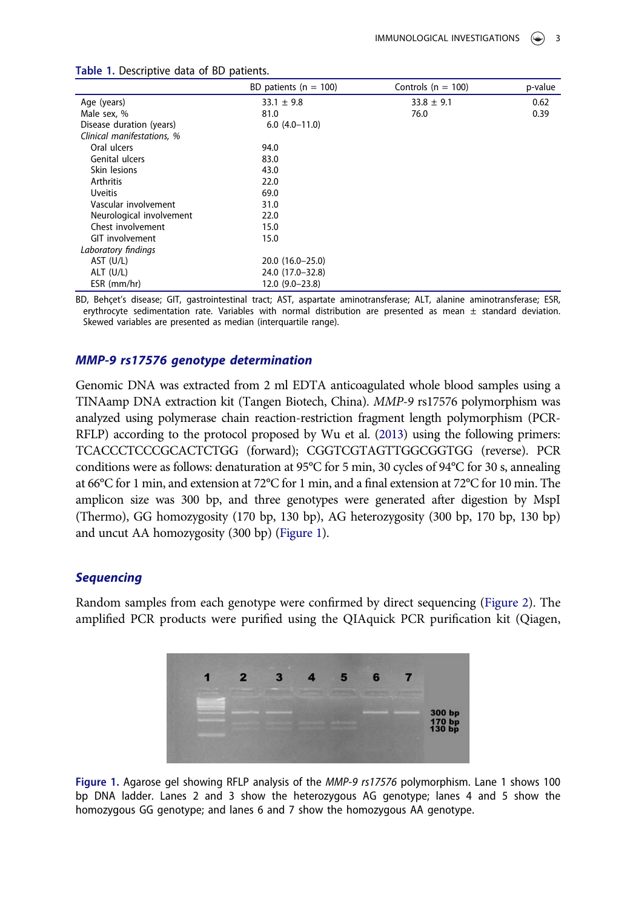**Table 1.** Descriptive data of BD patients.

| | BD patients (n = 100) | Controls (n = 100) | p-value |
|---|---|---|---|
| Age (years) | 33.1 ± 9.8 | 33.8 ± 9.1 | 0.62 |
| Male sex, % | 81.0 | 76.0 | 0.39 |
| Disease duration (years) | 6.0 (4.0–11.0) | | |
| *Clinical manifestations, %* | | | |
| Oral ulcers | 94.0 | | |
| Genital ulcers | 83.0 | | |
| Skin lesions | 43.0 | | |
| Arthritis | 22.0 | | |
| Uveitis | 69.0 | | |
| Vascular involvement | 31.0 | | |
| Neurological involvement | 22.0 | | |
| Chest involvement | 15.0 | | |
| GIT involvement | 15.0 | | |
| *Laboratory findings* | | | |
| AST (U/L) | 20.0 (16.0–25.0) | | |
| ALT (U/L) | 24.0 (17.0–32.8) | | |
| ESR (mm/hr) | 12.0 (9.0–23.8) | | |

BD, Behçet's disease; GIT, gastrointestinal tract; AST, aspartate aminotransferase; ALT, alanine aminotransferase; ESR, erythrocyte sedimentation rate. Variables with normal distribution are presented as mean ± standard deviation. Skewed variables are presented as median (interquartile range).

### *MMP-9 rs17576 genotype determination*

Genomic DNA was extracted from 2 ml EDTA anticoagulated whole blood samples using a TINAamp DNA extraction kit (Tangen Biotech, China). *MMP-9* rs17576 polymorphism was analyzed using polymerase chain reaction-restriction fragment length polymorphism (PCR-RFLP) according to the protocol proposed by Wu et al. (2013) using the following primers: TCACCCTCCCGCACTCTGG (forward); CGGTCGTAGTTGGCGGTGG (reverse). PCR conditions were as follows: denaturation at 95°C for 5 min, 30 cycles of 94°C for 30 s, annealing at 66°C for 1 min, and extension at 72°C for 1 min, and a final extension at 72°C for 10 min. The amplicon size was 300 bp, and three genotypes were generated after digestion by MspI (Thermo), GG homozygosity (170 bp, 130 bp), AG heterozygosity (300 bp, 170 bp, 130 bp) and uncut AA homozygosity (300 bp) (Figure 1).

### *Sequencing*

Random samples from each genotype were confirmed by direct sequencing (Figure 2). The amplified PCR products were purified using the QIAquick PCR purification kit (Qiagen,

**Figure 1.** Agarose gel showing RFLP analysis of the *MMP-9 rs17576* polymorphism. Lane 1 shows 100 bp DNA ladder. Lanes 2 and 3 show the heterozygous AG genotype; lanes 4 and 5 show the homozygous GG genotype; and lanes 6 and 7 show the homozygous AA genotype.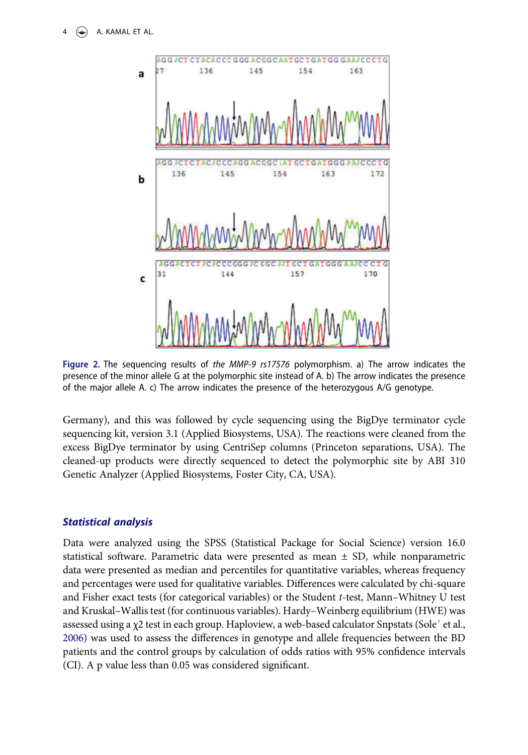Figure 2. The sequencing results of *the MMP-9 rs17576* polymorphism. a) The arrow indicates the presence of the minor allele G at the polymorphic site instead of A. b) The arrow indicates the presence of the major allele A. c) The arrow indicates the presence of the heterozygous A/G genotype.

Germany), and this was followed by cycle sequencing using the BigDye terminator cycle sequencing kit, version 3.1 (Applied Biosystems, USA). The reactions were cleaned from the excess BigDye terminator by using CentriSep columns (Princeton separations, USA). The cleaned-up products were directly sequenced to detect the polymorphic site by ABI 310 Genetic Analyzer (Applied Biosystems, Foster City, CA, USA).

## *Statistical analysis*

Data were analyzed using the SPSS (Statistical Package for Social Science) version 16.0 statistical software. Parametric data were presented as mean ± SD, while nonparametric data were presented as median and percentiles for quantitative variables, whereas frequency and percentages were used for qualitative variables. Differences were calculated by chi-square and Fisher exact tests (for categorical variables) or the Student *t*-test, Mann–Whitney U test and Kruskal–Wallis test (for continuous variables). Hardy–Weinberg equilibrium (HWE) was assessed using a $\chi^2$ test in each group. Haploview, a web-based calculator Snpstats (Sole´ et al., 2006) was used to assess the differences in genotype and allele frequencies between the BD patients and the control groups by calculation of odds ratios with 95% confidence intervals (CI). A p value less than 0.05 was considered significant.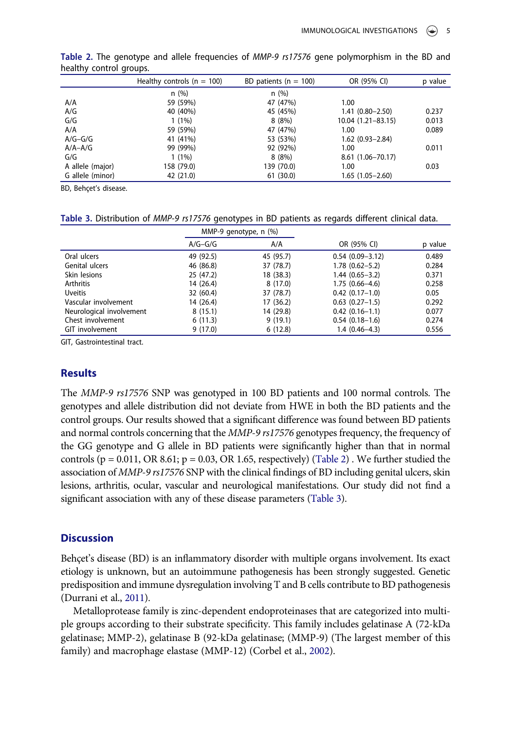**Table 2.** The genotype and allele frequencies of *MMP-9 rs17576* gene polymorphism in the BD and healthy control groups.

| | Healthy controls (n = 100) | BD patients (n = 100) | OR (95% CI) | p value |
|---|---|---|---|---|
| | n (%) | n (%) | | |
| A/A | 59 (59%) | 47 (47%) | 1.00 | |
| A/G | 40 (40%) | 45 (45%) | 1.41 (0.80–2.50) | 0.237 |
| G/G | 1 (1%) | 8 (8%) | 10.04 (1.21–83.15) | 0.013 |
| A/A | 59 (59%) | 47 (47%) | 1.00 | 0.089 |
| A/G–G/G | 41 (41%) | 53 (53%) | 1.62 (0.93–2.84) | |
| A/A–A/G | 99 (99%) | 92 (92%) | 1.00 | 0.011 |
| G/G | 1 (1%) | 8 (8%) | 8.61 (1.06–70.17) | |
| A allele (major) | 158 (79.0) | 139 (70.0) | 1.00 | 0.03 |
| G allele (minor) | 42 (21.0) | 61 (30.0) | 1.65 (1.05–2.60) | |

BD, Behçet's disease.

**Table 3.** Distribution of *MMP-9 rs17576* genotypes in BD patients as regards different clinical data.

| | MMP-9 genotype, n (%) | | | |
|---|---|---|---|---|
| | A/G–G/G | A/A | OR (95% CI) | p value |
| Oral ulcers | 49 (92.5) | 45 (95.7) | 0.54 (0.09–3.12) | 0.489 |
| Genital ulcers | 46 (86.8) | 37 (78.7) | 1.78 (0.62–5.2) | 0.284 |
| Skin lesions | 25 (47.2) | 18 (38.3) | 1.44 (0.65–3.2) | 0.371 |
| Arthritis | 14 (26.4) | 8 (17.0) | 1.75 (0.66–4.6) | 0.258 |
| Uveitis | 32 (60.4) | 37 (78.7) | 0.42 (0.17–1.0) | 0.05 |
| Vascular involvement | 14 (26.4) | 17 (36.2) | 0.63 (0.27–1.5) | 0.292 |
| Neurological involvement | 8 (15.1) | 14 (29.8) | 0.42 (0.16–1.1) | 0.077 |
| Chest involvement | 6 (11.3) | 9 (19.1) | 0.54 (0.18–1.6) | 0.274 |
| GIT involvement | 9 (17.0) | 6 (12.8) | 1.4 (0.46–4.3) | 0.556 |

GIT, Gastrointestinal tract.

## Results

The *MMP-9 rs17576* SNP was genotyped in 100 BD patients and 100 normal controls. The genotypes and allele distribution did not deviate from HWE in both the BD patients and the control groups. Our results showed that a significant difference was found between BD patients and normal controls concerning that the *MMP-9 rs17576* genotypes frequency, the frequency of the GG genotype and G allele in BD patients were significantly higher than that in normal controls ($p = 0.011$, OR 8.61; $p = 0.03$, OR 1.65, respectively) (Table 2) . We further studied the association of *MMP-9 rs17576* SNP with the clinical findings of BD including genital ulcers, skin lesions, arthritis, ocular, vascular and neurological manifestations. Our study did not find a significant association with any of these disease parameters (Table 3).

## Discussion

Behçet's disease (BD) is an inflammatory disorder with multiple organs involvement. Its exact etiology is unknown, but an autoimmune pathogenesis has been strongly suggested. Genetic predisposition and immune dysregulation involving T and B cells contribute to BD pathogenesis (Durrani et al., 2011).

Metalloprotease family is zinc-dependent endoproteinases that are categorized into multiple groups according to their substrate specificity. This family includes gelatinase A (72-kDa gelatinase; MMP-2), gelatinase B (92-kDa gelatinase; (MMP-9) (The largest member of this family) and macrophage elastase (MMP-12) (Corbel et al., 2002).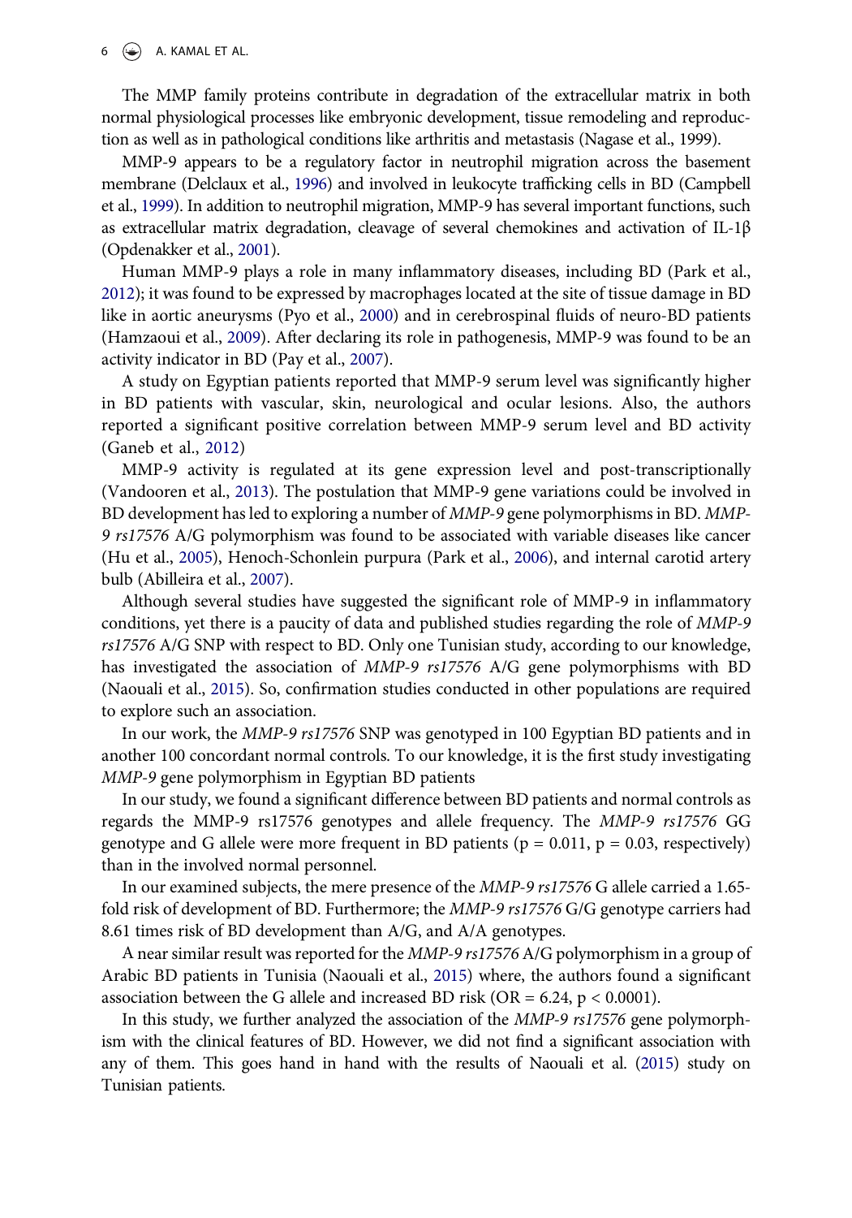The MMP family proteins contribute in degradation of the extracellular matrix in both normal physiological processes like embryonic development, tissue remodeling and reproduction as well as in pathological conditions like arthritis and metastasis (Nagase et al., 1999).

MMP-9 appears to be a regulatory factor in neutrophil migration across the basement membrane (Delclaux et al., 1996) and involved in leukocyte trafficking cells in BD (Campbell et al., 1999). In addition to neutrophil migration, MMP-9 has several important functions, such as extracellular matrix degradation, cleavage of several chemokines and activation of IL-1β (Opdenakker et al., 2001).

Human MMP-9 plays a role in many inflammatory diseases, including BD (Park et al., 2012); it was found to be expressed by macrophages located at the site of tissue damage in BD like in aortic aneurysms (Pyo et al., 2000) and in cerebrospinal fluids of neuro-BD patients (Hamzaoui et al., 2009). After declaring its role in pathogenesis, MMP-9 was found to be an activity indicator in BD (Pay et al., 2007).

A study on Egyptian patients reported that MMP-9 serum level was significantly higher in BD patients with vascular, skin, neurological and ocular lesions. Also, the authors reported a significant positive correlation between MMP-9 serum level and BD activity (Ganeb et al., 2012)

MMP-9 activity is regulated at its gene expression level and post-transcriptionally (Vandooren et al., 2013). The postulation that MMP-9 gene variations could be involved in BD development has led to exploring a number of *MMP-9* gene polymorphisms in BD. *MMP-9 rs17576* A/G polymorphism was found to be associated with variable diseases like cancer (Hu et al., 2005), Henoch-Schonlein purpura (Park et al., 2006), and internal carotid artery bulb (Abilleira et al., 2007).

Although several studies have suggested the significant role of MMP-9 in inflammatory conditions, yet there is a paucity of data and published studies regarding the role of *MMP-9 rs17576* A/G SNP with respect to BD. Only one Tunisian study, according to our knowledge, has investigated the association of *MMP-9 rs17576* A/G gene polymorphisms with BD (Naouali et al., 2015). So, confirmation studies conducted in other populations are required to explore such an association.

In our work, the *MMP-9 rs17576* SNP was genotyped in 100 Egyptian BD patients and in another 100 concordant normal controls. To our knowledge, it is the first study investigating *MMP-9* gene polymorphism in Egyptian BD patients

In our study, we found a significant difference between BD patients and normal controls as regards the MMP-9 rs17576 genotypes and allele frequency. The *MMP-9 rs17576* GG genotype and G allele were more frequent in BD patients ($p = 0.011$, $p = 0.03$, respectively) than in the involved normal personnel.

In our examined subjects, the mere presence of the *MMP-9 rs17576* G allele carried a 1.65-fold risk of development of BD. Furthermore; the *MMP-9 rs17576* G/G genotype carriers had 8.61 times risk of BD development than A/G, and A/A genotypes.

A near similar result was reported for the *MMP-9 rs17576* A/G polymorphism in a group of Arabic BD patients in Tunisia (Naouali et al., 2015) where, the authors found a significant association between the G allele and increased BD risk (OR = 6.24, $p < 0.0001$).

In this study, we further analyzed the association of the *MMP-9 rs17576* gene polymorphism with the clinical features of BD. However, we did not find a significant association with any of them. This goes hand in hand with the results of Naouali et al. (2015) study on Tunisian patients.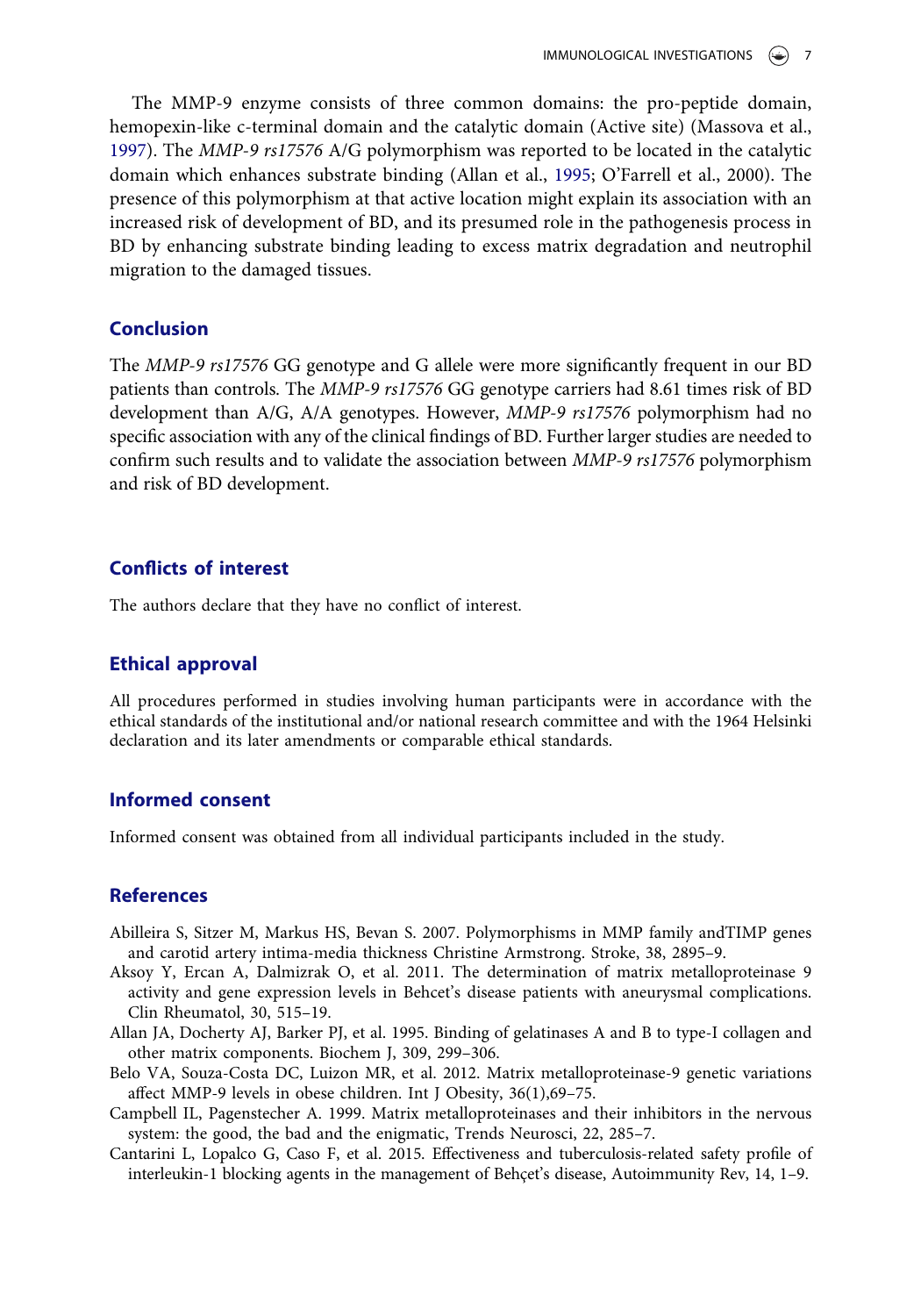The MMP-9 enzyme consists of three common domains: the pro-peptide domain, hemopexin-like c-terminal domain and the catalytic domain (Active site) (Massova et al., 1997). The *MMP-9 rs17576* A/G polymorphism was reported to be located in the catalytic domain which enhances substrate binding (Allan et al., 1995; O'Farrell et al., 2000). The presence of this polymorphism at that active location might explain its association with an increased risk of development of BD, and its presumed role in the pathogenesis process in BD by enhancing substrate binding leading to excess matrix degradation and neutrophil migration to the damaged tissues.

## Conclusion

The *MMP-9 rs17576* GG genotype and G allele were more significantly frequent in our BD patients than controls. The *MMP-9 rs17576* GG genotype carriers had 8.61 times risk of BD development than A/G, A/A genotypes. However, *MMP-9 rs17576* polymorphism had no specific association with any of the clinical findings of BD. Further larger studies are needed to confirm such results and to validate the association between *MMP-9 rs17576* polymorphism and risk of BD development.

## Conflicts of interest

The authors declare that they have no conflict of interest.

## Ethical approval

All procedures performed in studies involving human participants were in accordance with the ethical standards of the institutional and/or national research committee and with the 1964 Helsinki declaration and its later amendments or comparable ethical standards.

## Informed consent

Informed consent was obtained from all individual participants included in the study.

## References

Abilleira S, Sitzer M, Markus HS, Bevan S. 2007. Polymorphisms in MMP family andTIMP genes and carotid artery intima-media thickness Christine Armstrong. Stroke, 38, 2895–9.

Aksoy Y, Ercan A, Dalmizrak O, et al. 2011. The determination of matrix metalloproteinase 9 activity and gene expression levels in Behcet's disease patients with aneurysmal complications. Clin Rheumatol, 30, 515–19.

Allan JA, Docherty AJ, Barker PJ, et al. 1995. Binding of gelatinases A and B to type-I collagen and other matrix components. Biochem J, 309, 299–306.

Belo VA, Souza-Costa DC, Luizon MR, et al. 2012. Matrix metalloproteinase-9 genetic variations affect MMP-9 levels in obese children. Int J Obesity, 36(1),69–75.

Campbell IL, Pagenstecher A. 1999. Matrix metalloproteinases and their inhibitors in the nervous system: the good, the bad and the enigmatic, Trends Neurosci, 22, 285–7.

Cantarini L, Lopalco G, Caso F, et al. 2015. Effectiveness and tuberculosis-related safety profile of interleukin-1 blocking agents in the management of Behçet's disease, Autoimmunity Rev, 14, 1–9.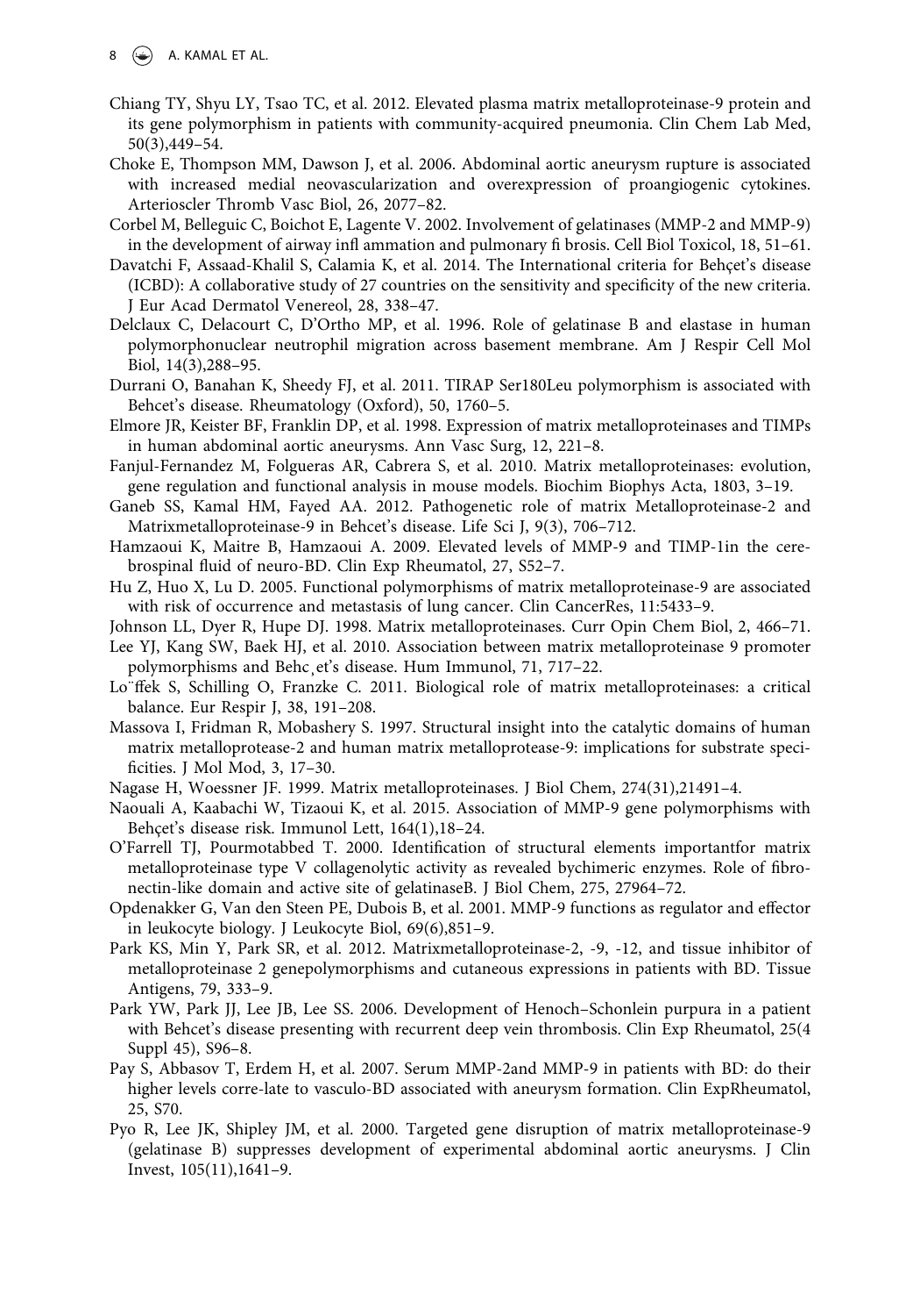Chiang TY, Shyu LY, Tsao TC, et al. 2012. Elevated plasma matrix metalloproteinase-9 protein and its gene polymorphism in patients with community-acquired pneumonia. Clin Chem Lab Med, 50(3),449–54.

Choke E, Thompson MM, Dawson J, et al. 2006. Abdominal aortic aneurysm rupture is associated with increased medial neovascularization and overexpression of proangiogenic cytokines. Arterioscler Thromb Vasc Biol, 26, 2077–82.

Corbel M, Belleguic C, Boichot E, Lagente V. 2002. Involvement of gelatinases (MMP-2 and MMP-9) in the development of airway infl ammation and pulmonary fi brosis. Cell Biol Toxicol, 18, 51–61.

Davatchi F, Assaad-Khalil S, Calamia K, et al. 2014. The International criteria for Behçet's disease (ICBD): A collaborative study of 27 countries on the sensitivity and specificity of the new criteria. J Eur Acad Dermatol Venereol, 28, 338–47.

Delclaux C, Delacourt C, D'Ortho MP, et al. 1996. Role of gelatinase B and elastase in human polymorphonuclear neutrophil migration across basement membrane. Am J Respir Cell Mol Biol, 14(3),288–95.

Durrani O, Banahan K, Sheedy FJ, et al. 2011. TIRAP Ser180Leu polymorphism is associated with Behcet's disease. Rheumatology (Oxford), 50, 1760–5.

Elmore JR, Keister BF, Franklin DP, et al. 1998. Expression of matrix metalloproteinases and TIMPs in human abdominal aortic aneurysms. Ann Vasc Surg, 12, 221–8.

Fanjul-Fernandez M, Folgueras AR, Cabrera S, et al. 2010. Matrix metalloproteinases: evolution, gene regulation and functional analysis in mouse models. Biochim Biophys Acta, 1803, 3–19.

Ganeb SS, Kamal HM, Fayed AA. 2012. Pathogenetic role of matrix Metalloproteinase-2 and Matrixmetalloproteinase-9 in Behcet's disease. Life Sci J, 9(3), 706–712.

Hamzaoui K, Maitre B, Hamzaoui A. 2009. Elevated levels of MMP-9 and TIMP-1in the cerebrospinal fluid of neuro-BD. Clin Exp Rheumatol, 27, S52–7.

Hu Z, Huo X, Lu D. 2005. Functional polymorphisms of matrix metalloproteinase-9 are associated with risk of occurrence and metastasis of lung cancer. Clin CancerRes, 11:5433–9.

Johnson LL, Dyer R, Hupe DJ. 1998. Matrix metalloproteinases. Curr Opin Chem Biol, 2, 466–71.

Lee YJ, Kang SW, Baek HJ, et al. 2010. Association between matrix metalloproteinase 9 promoter polymorphisms and Behc¸et's disease. Hum Immunol, 71, 717–22.

Lo¨ffek S, Schilling O, Franzke C. 2011. Biological role of matrix metalloproteinases: a critical balance. Eur Respir J, 38, 191–208.

Massova I, Fridman R, Mobashery S. 1997. Structural insight into the catalytic domains of human matrix metalloprotease-2 and human matrix metalloprotease-9: implications for substrate specificities. J Mol Mod, 3, 17–30.

Nagase H, Woessner JF. 1999. Matrix metalloproteinases. J Biol Chem, 274(31),21491–4.

Naouali A, Kaabachi W, Tizaoui K, et al. 2015. Association of MMP-9 gene polymorphisms with Behçet's disease risk. Immunol Lett, 164(1),18–24.

O'Farrell TJ, Pourmotabbed T. 2000. Identification of structural elements importantfor matrix metalloproteinase type V collagenolytic activity as revealed bychimeric enzymes. Role of fibronectin-like domain and active site of gelatinaseB. J Biol Chem, 275, 27964–72.

Opdenakker G, Van den Steen PE, Dubois B, et al. 2001. MMP-9 functions as regulator and effector in leukocyte biology. J Leukocyte Biol, 69(6),851–9.

Park KS, Min Y, Park SR, et al. 2012. Matrixmetalloproteinase-2, -9, -12, and tissue inhibitor of metalloproteinase 2 genepolymorphisms and cutaneous expressions in patients with BD. Tissue Antigens, 79, 333–9.

Park YW, Park JJ, Lee JB, Lee SS. 2006. Development of Henoch–Schonlein purpura in a patient with Behcet's disease presenting with recurrent deep vein thrombosis. Clin Exp Rheumatol, 25(4 Suppl 45), S96–8.

Pay S, Abbasov T, Erdem H, et al. 2007. Serum MMP-2and MMP-9 in patients with BD: do their higher levels corre-late to vasculo-BD associated with aneurysm formation. Clin ExpRheumatol, 25, S70.

Pyo R, Lee JK, Shipley JM, et al. 2000. Targeted gene disruption of matrix metalloproteinase-9 (gelatinase B) suppresses development of experimental abdominal aortic aneurysms. J Clin Invest, 105(11),1641–9.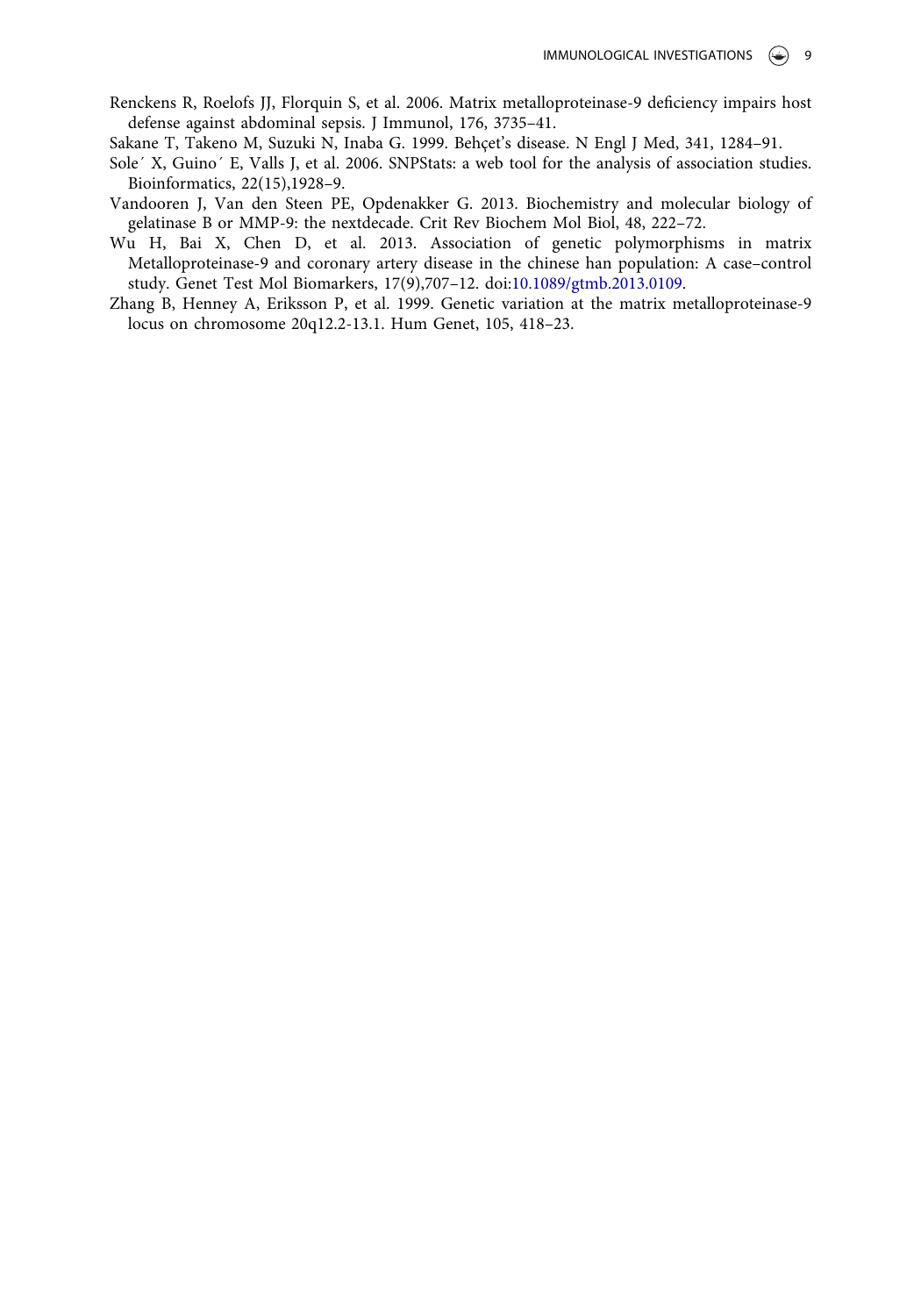Renckens R, Roelofs JJ, Florquin S, et al. 2006. Matrix metalloproteinase-9 deficiency impairs host defense against abdominal sepsis. J Immunol, 176, 3735–41.

Sakane T, Takeno M, Suzuki N, Inaba G. 1999. Behçet's disease. N Engl J Med, 341, 1284–91.

Sole´ X, Guino´ E, Valls J, et al. 2006. SNPStats: a web tool for the analysis of association studies. Bioinformatics, 22(15),1928–9.

Vandooren J, Van den Steen PE, Opdenakker G. 2013. Biochemistry and molecular biology of gelatinase B or MMP-9: the nextdecade. Crit Rev Biochem Mol Biol, 48, 222–72.

Wu H, Bai X, Chen D, et al. 2013. Association of genetic polymorphisms in matrix Metalloproteinase-9 and coronary artery disease in the chinese han population: A case–control study. Genet Test Mol Biomarkers, 17(9),707–12. doi:10.1089/gtmb.2013.0109.

Zhang B, Henney A, Eriksson P, et al. 1999. Genetic variation at the matrix metalloproteinase-9 locus on chromosome 20q12.2-13.1. Hum Genet, 105, 418–23.